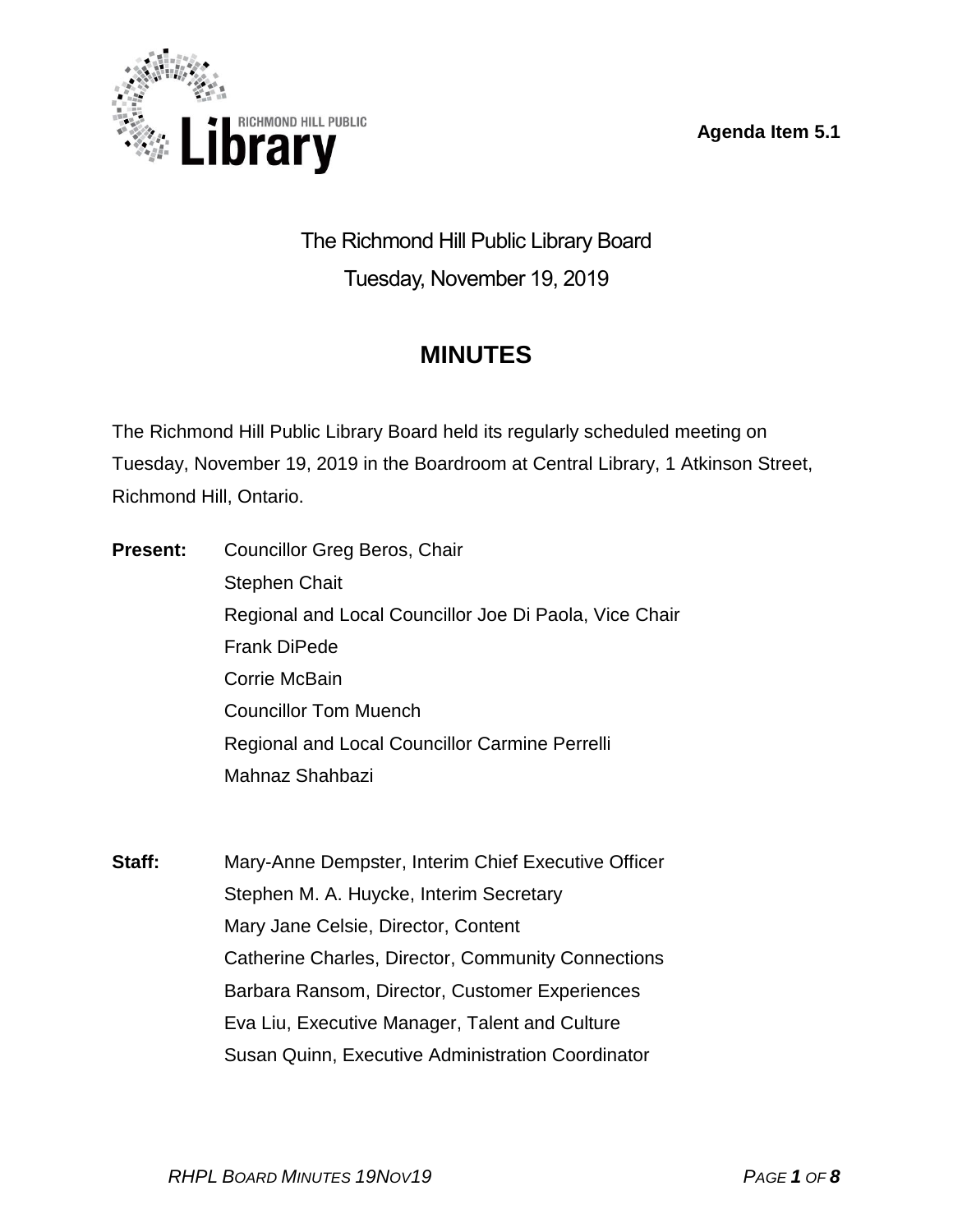Agenda Item 5.1

The Richmond Hill Public Library Board

Tuesday, November 19, 2019

# MINUTES

The Richmond Hill Public Library Board held its regularly scheduled meeting on Tuesday, November 19, 2019 in the Boardroom at Central Library, 1 Atkinson Street, Richmond Hill, Ontario.

**Present:**

Councillor Greg Beros, Chair
Stephen Chait
Regional and Local Councillor Joe Di Paola, Vice Chair
Frank DiPede
Corrie McBain
Councillor Tom Muench
Regional and Local Councillor Carmine Perrelli
Mahnaz Shahbazi

**Staff:**

Mary-Anne Dempster, Interim Chief Executive Officer
Stephen M. A. Huycke, Interim Secretary
Mary Jane Celsie, Director, Content
Catherine Charles, Director, Community Connections
Barbara Ransom, Director, Customer Experiences
Eva Liu, Executive Manager, Talent and Culture
Susan Quinn, Executive Administration Coordinator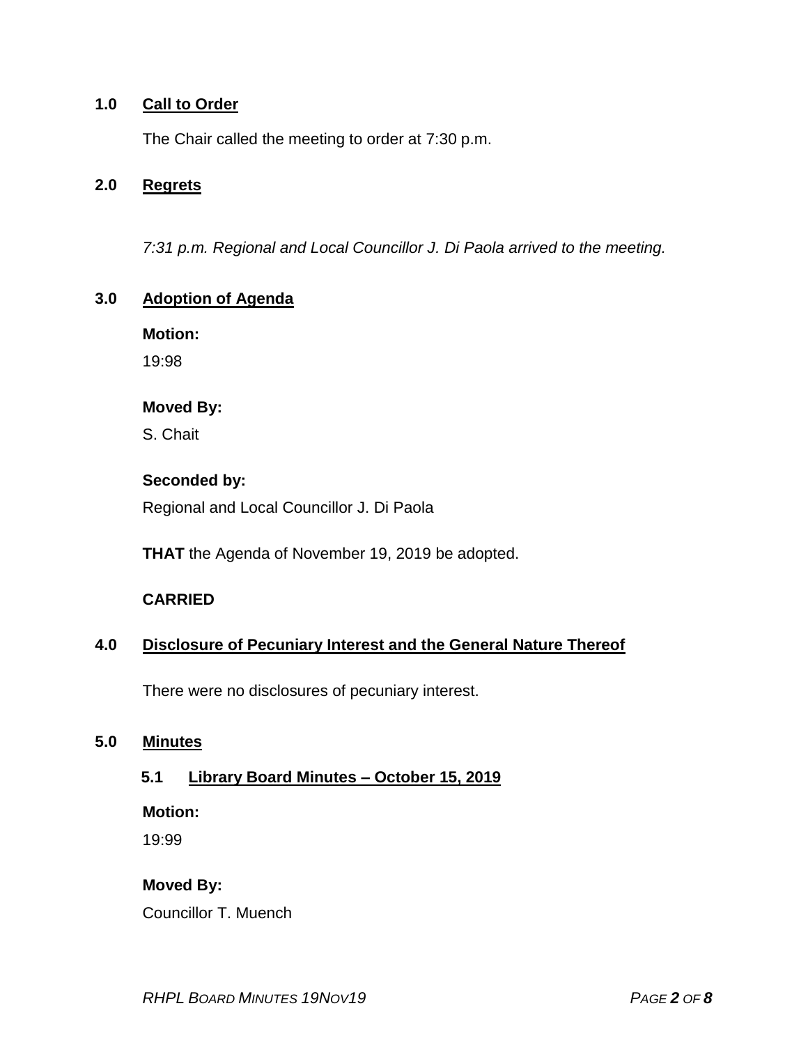## 1.0 Call to Order

The Chair called the meeting to order at 7:30 p.m.

## 2.0 Regrets

*7:31 p.m. Regional and Local Councillor J. Di Paola arrived to the meeting.*

## 3.0 Adoption of Agenda

**Motion:**

19:98

**Moved By:**

S. Chait

**Seconded by:**

Regional and Local Councillor J. Di Paola

**THAT** the Agenda of November 19, 2019 be adopted.

**CARRIED**

## 4.0 Disclosure of Pecuniary Interest and the General Nature Thereof

There were no disclosures of pecuniary interest.

## 5.0 Minutes

### 5.1 Library Board Minutes – October 15, 2019

**Motion:**

19:99

**Moved By:**

Councillor T. Muench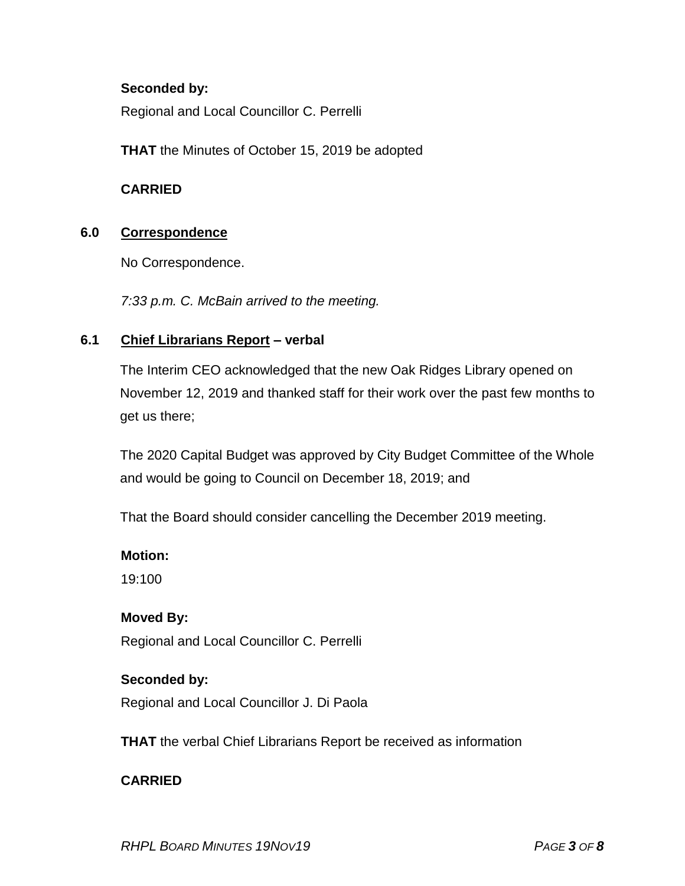**Seconded by:**

Regional and Local Councillor C. Perrelli

**THAT** the Minutes of October 15, 2019 be adopted

**CARRIED**

## 6.0 Correspondence

No Correspondence.

*7:33 p.m. C. McBain arrived to the meeting.*

## 6.1 Chief Librarians Report – verbal

The Interim CEO acknowledged that the new Oak Ridges Library opened on November 12, 2019 and thanked staff for their work over the past few months to get us there;

The 2020 Capital Budget was approved by City Budget Committee of the Whole and would be going to Council on December 18, 2019; and

That the Board should consider cancelling the December 2019 meeting.

**Motion:**

19:100

**Moved By:**

Regional and Local Councillor C. Perrelli

**Seconded by:**

Regional and Local Councillor J. Di Paola

**THAT** the verbal Chief Librarians Report be received as information

**CARRIED**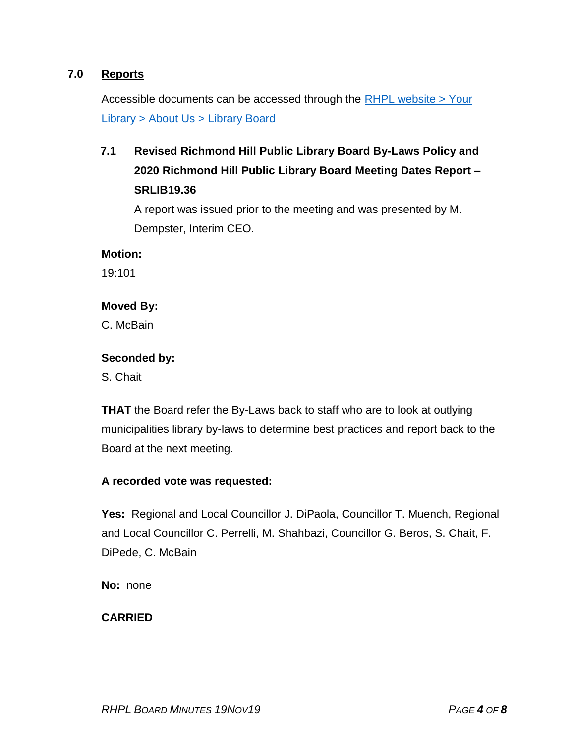## 7.0 Reports

Accessible documents can be accessed through the [RHPL website > Your Library > About Us > Library Board]

### 7.1 Revised Richmond Hill Public Library Board By-Laws Policy and 2020 Richmond Hill Public Library Board Meeting Dates Report – SRLIB19.36

A report was issued prior to the meeting and was presented by M. Dempster, Interim CEO.

**Motion:**

19:101

**Moved By:**

C. McBain

**Seconded by:**

S. Chait

**THAT** the Board refer the By-Laws back to staff who are to look at outlying municipalities library by-laws to determine best practices and report back to the Board at the next meeting.

**A recorded vote was requested:**

**Yes:** Regional and Local Councillor J. DiPaola, Councillor T. Muench, Regional and Local Councillor C. Perrelli, M. Shahbazi, Councillor G. Beros, S. Chait, F. DiPede, C. McBain

**No:** none

**CARRIED**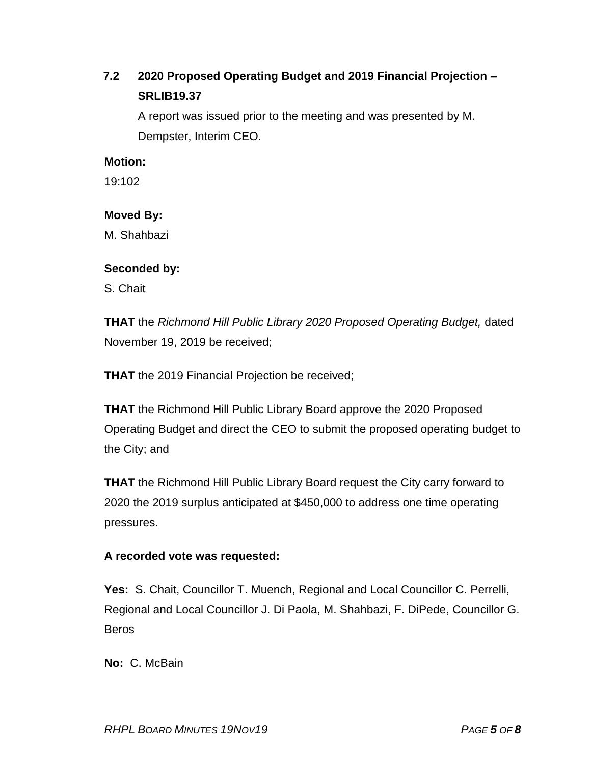### 7.2 2020 Proposed Operating Budget and 2019 Financial Projection – SRLIB19.37

A report was issued prior to the meeting and was presented by M. Dempster, Interim CEO.

**Motion:**

19:102

**Moved By:**

M. Shahbazi

**Seconded by:**

S. Chait

**THAT** the *Richmond Hill Public Library 2020 Proposed Operating Budget,* dated November 19, 2019 be received;

**THAT** the 2019 Financial Projection be received;

**THAT** the Richmond Hill Public Library Board approve the 2020 Proposed Operating Budget and direct the CEO to submit the proposed operating budget to the City; and

**THAT** the Richmond Hill Public Library Board request the City carry forward to 2020 the 2019 surplus anticipated at $450,000 to address one time operating pressures.

**A recorded vote was requested:**

**Yes:** S. Chait, Councillor T. Muench, Regional and Local Councillor C. Perrelli, Regional and Local Councillor J. Di Paola, M. Shahbazi, F. DiPede, Councillor G. Beros

**No:** C. McBain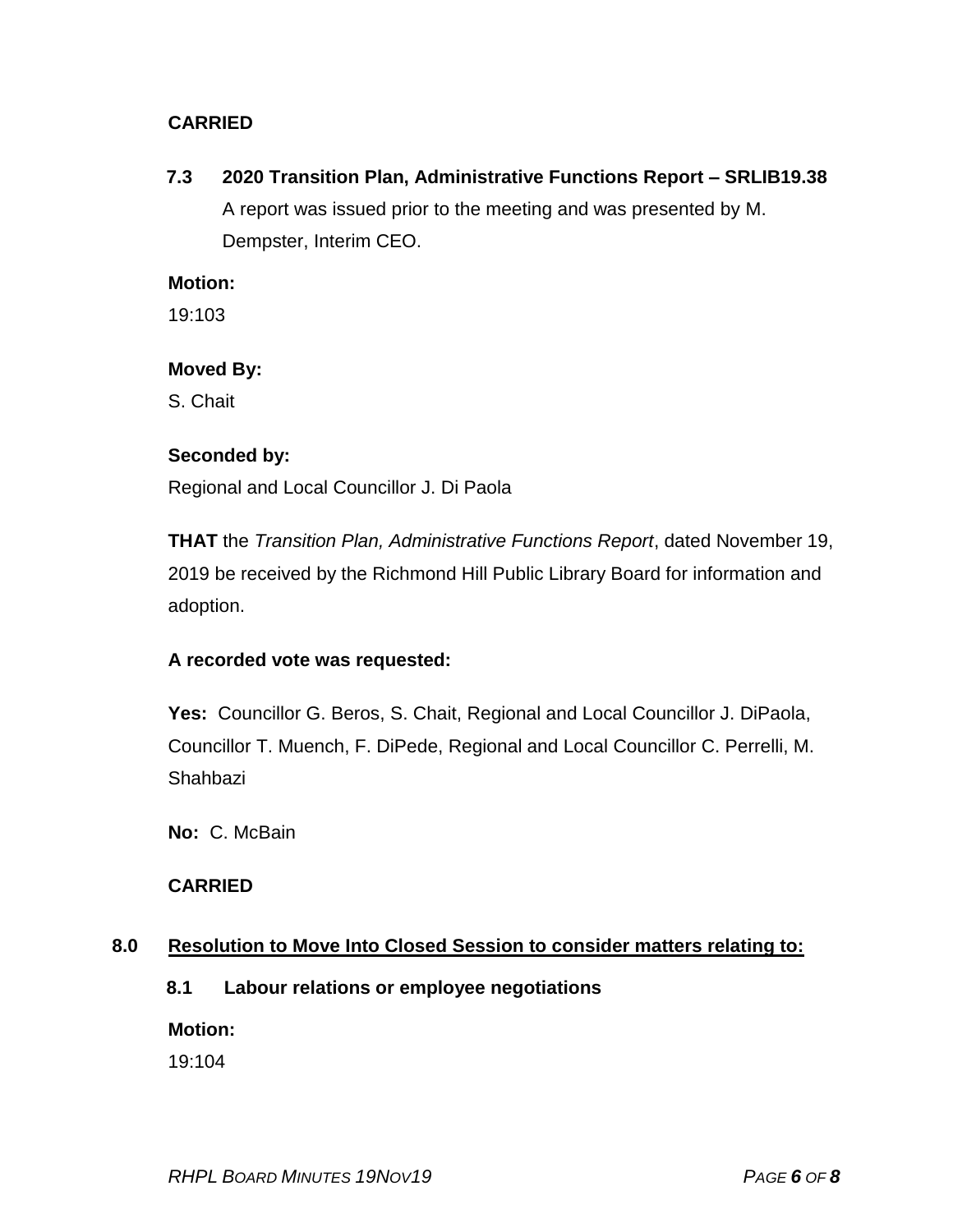**CARRIED**

**7.3 2020 Transition Plan, Administrative Functions Report – SRLIB19.38**

A report was issued prior to the meeting and was presented by M. Dempster, Interim CEO.

**Motion:**

19:103

**Moved By:**

S. Chait

**Seconded by:**

Regional and Local Councillor J. Di Paola

**THAT** the *Transition Plan, Administrative Functions Report*, dated November 19, 2019 be received by the Richmond Hill Public Library Board for information and adoption.

**A recorded vote was requested:**

**Yes:** Councillor G. Beros, S. Chait, Regional and Local Councillor J. DiPaola, Councillor T. Muench, F. DiPede, Regional and Local Councillor C. Perrelli, M. Shahbazi

**No:** C. McBain

**CARRIED**

## 8.0 Resolution to Move Into Closed Session to consider matters relating to:

**8.1 Labour relations or employee negotiations**

**Motion:**

19:104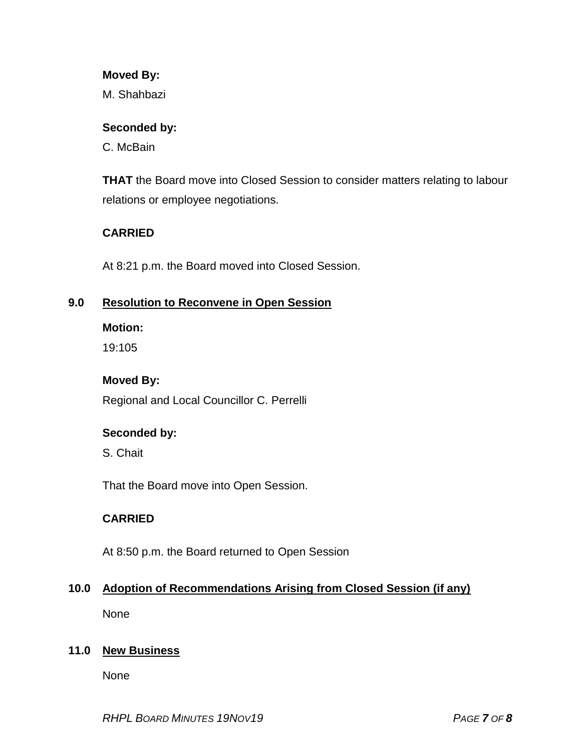**Moved By:**

M. Shahbazi

**Seconded by:**

C. McBain

**THAT** the Board move into Closed Session to consider matters relating to labour relations or employee negotiations.

**CARRIED**

At 8:21 p.m. the Board moved into Closed Session.

## 9.0 Resolution to Reconvene in Open Session

**Motion:**

19:105

**Moved By:**

Regional and Local Councillor C. Perrelli

**Seconded by:**

S. Chait

That the Board move into Open Session.

**CARRIED**

At 8:50 p.m. the Board returned to Open Session

## 10.0 Adoption of Recommendations Arising from Closed Session (if any)

None

## 11.0 New Business

None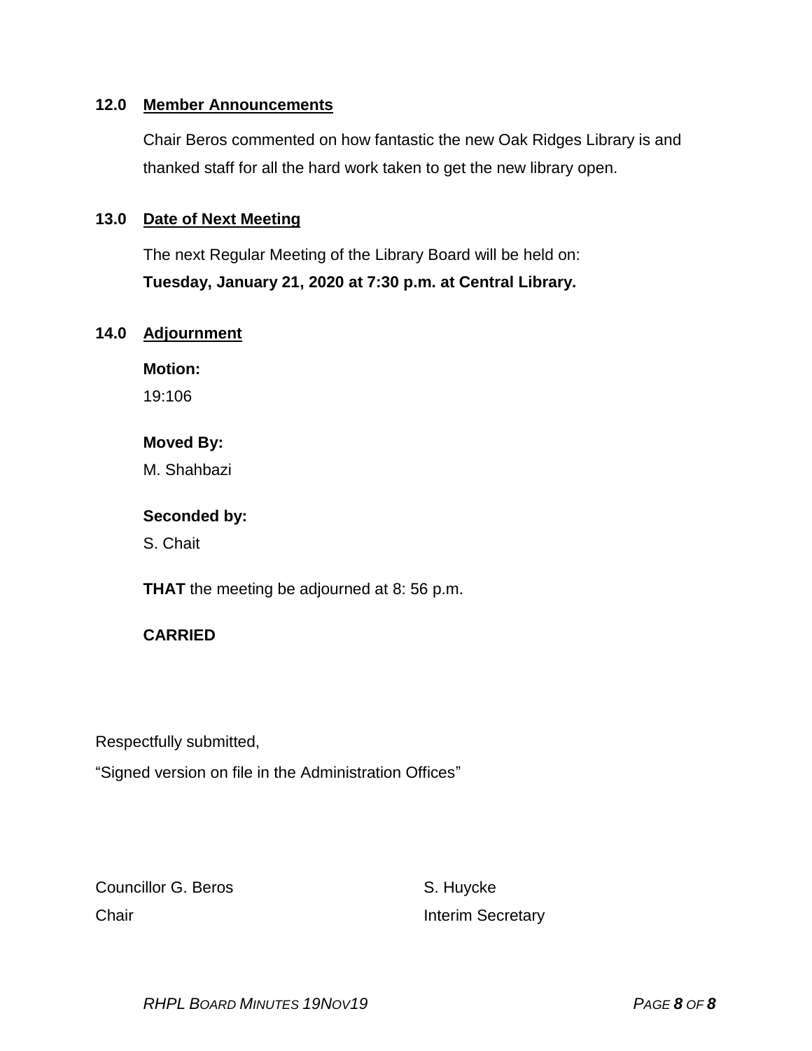## 12.0 Member Announcements

Chair Beros commented on how fantastic the new Oak Ridges Library is and thanked staff for all the hard work taken to get the new library open.

## 13.0 Date of Next Meeting

The next Regular Meeting of the Library Board will be held on:
**Tuesday, January 21, 2020 at 7:30 p.m. at Central Library.**

## 14.0 Adjournment

**Motion:**
19:106

**Moved By:**
M. Shahbazi

**Seconded by:**
S. Chait

**THAT** the meeting be adjourned at 8: 56 p.m.

**CARRIED**

Respectfully submitted,

"Signed version on file in the Administration Offices"

Councillor G. Beros
Chair

S. Huycke
Interim Secretary